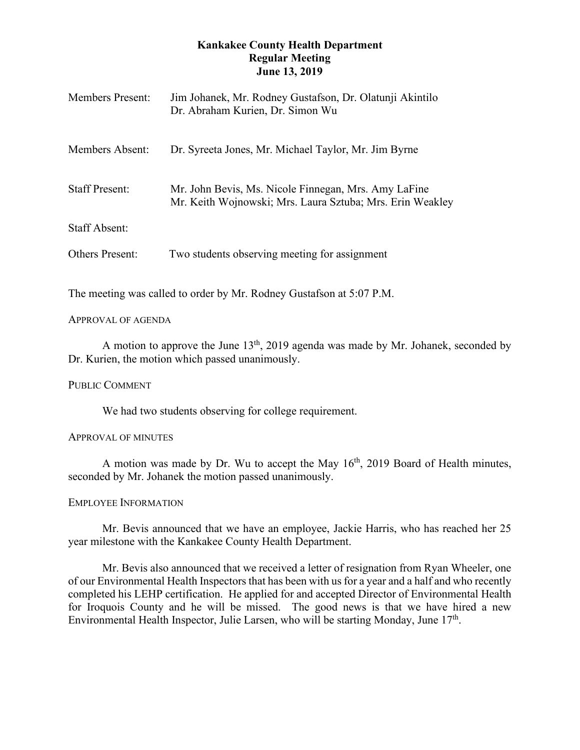# Kankakee County Health Department
## Regular Meeting
## June 13, 2019

| | |
|---|---|
| Members Present: | Jim Johanek, Mr. Rodney Gustafson, Dr. Olatunji Akintilo<br>Dr. Abraham Kurien, Dr. Simon Wu |
| Members Absent: | Dr. Syreeta Jones, Mr. Michael Taylor, Mr. Jim Byrne |
| Staff Present: | Mr. John Bevis, Ms. Nicole Finnegan, Mrs. Amy LaFine<br>Mr. Keith Wojnowski; Mrs. Laura Sztuba; Mrs. Erin Weakley |
| Staff Absent: | |
| Others Present: | Two students observing meeting for assignment |

The meeting was called to order by Mr. Rodney Gustafson at 5:07 P.M.

APPROVAL OF AGENDA

A motion to approve the June 13th, 2019 agenda was made by Mr. Johanek, seconded by Dr. Kurien, the motion which passed unanimously.

PUBLIC COMMENT

We had two students observing for college requirement.

APPROVAL OF MINUTES

A motion was made by Dr. Wu to accept the May 16th, 2019 Board of Health minutes, seconded by Mr. Johanek the motion passed unanimously.

EMPLOYEE INFORMATION

Mr. Bevis announced that we have an employee, Jackie Harris, who has reached her 25 year milestone with the Kankakee County Health Department.

Mr. Bevis also announced that we received a letter of resignation from Ryan Wheeler, one of our Environmental Health Inspectors that has been with us for a year and a half and who recently completed his LEHP certification. He applied for and accepted Director of Environmental Health for Iroquois County and he will be missed. The good news is that we have hired a new Environmental Health Inspector, Julie Larsen, who will be starting Monday, June 17th.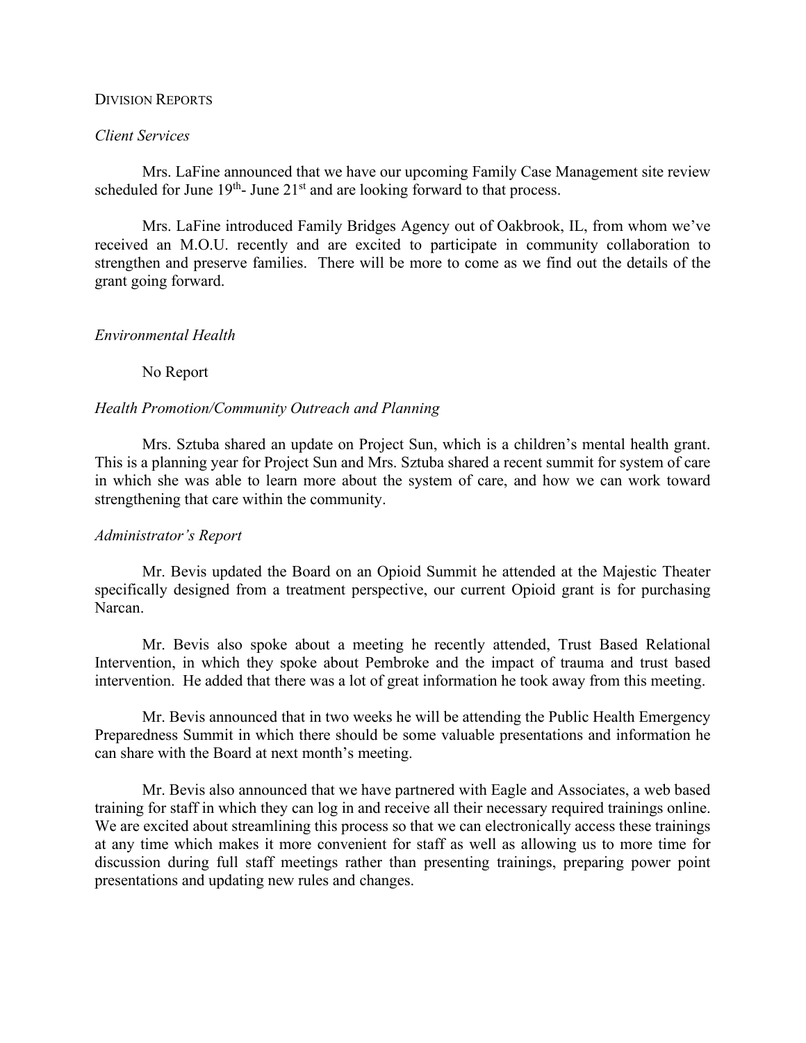DIVISION REPORTS

*Client Services*

Mrs. LaFine announced that we have our upcoming Family Case Management site review scheduled for June 19th- June 21st and are looking forward to that process.

Mrs. LaFine introduced Family Bridges Agency out of Oakbrook, IL, from whom we've received an M.O.U. recently and are excited to participate in community collaboration to strengthen and preserve families. There will be more to come as we find out the details of the grant going forward.

*Environmental Health*

No Report

*Health Promotion/Community Outreach and Planning*

Mrs. Sztuba shared an update on Project Sun, which is a children's mental health grant. This is a planning year for Project Sun and Mrs. Sztuba shared a recent summit for system of care in which she was able to learn more about the system of care, and how we can work toward strengthening that care within the community.

*Administrator's Report*

Mr. Bevis updated the Board on an Opioid Summit he attended at the Majestic Theater specifically designed from a treatment perspective, our current Opioid grant is for purchasing Narcan.

Mr. Bevis also spoke about a meeting he recently attended, Trust Based Relational Intervention, in which they spoke about Pembroke and the impact of trauma and trust based intervention. He added that there was a lot of great information he took away from this meeting.

Mr. Bevis announced that in two weeks he will be attending the Public Health Emergency Preparedness Summit in which there should be some valuable presentations and information he can share with the Board at next month's meeting.

Mr. Bevis also announced that we have partnered with Eagle and Associates, a web based training for staff in which they can log in and receive all their necessary required trainings online. We are excited about streamlining this process so that we can electronically access these trainings at any time which makes it more convenient for staff as well as allowing us to more time for discussion during full staff meetings rather than presenting trainings, preparing power point presentations and updating new rules and changes.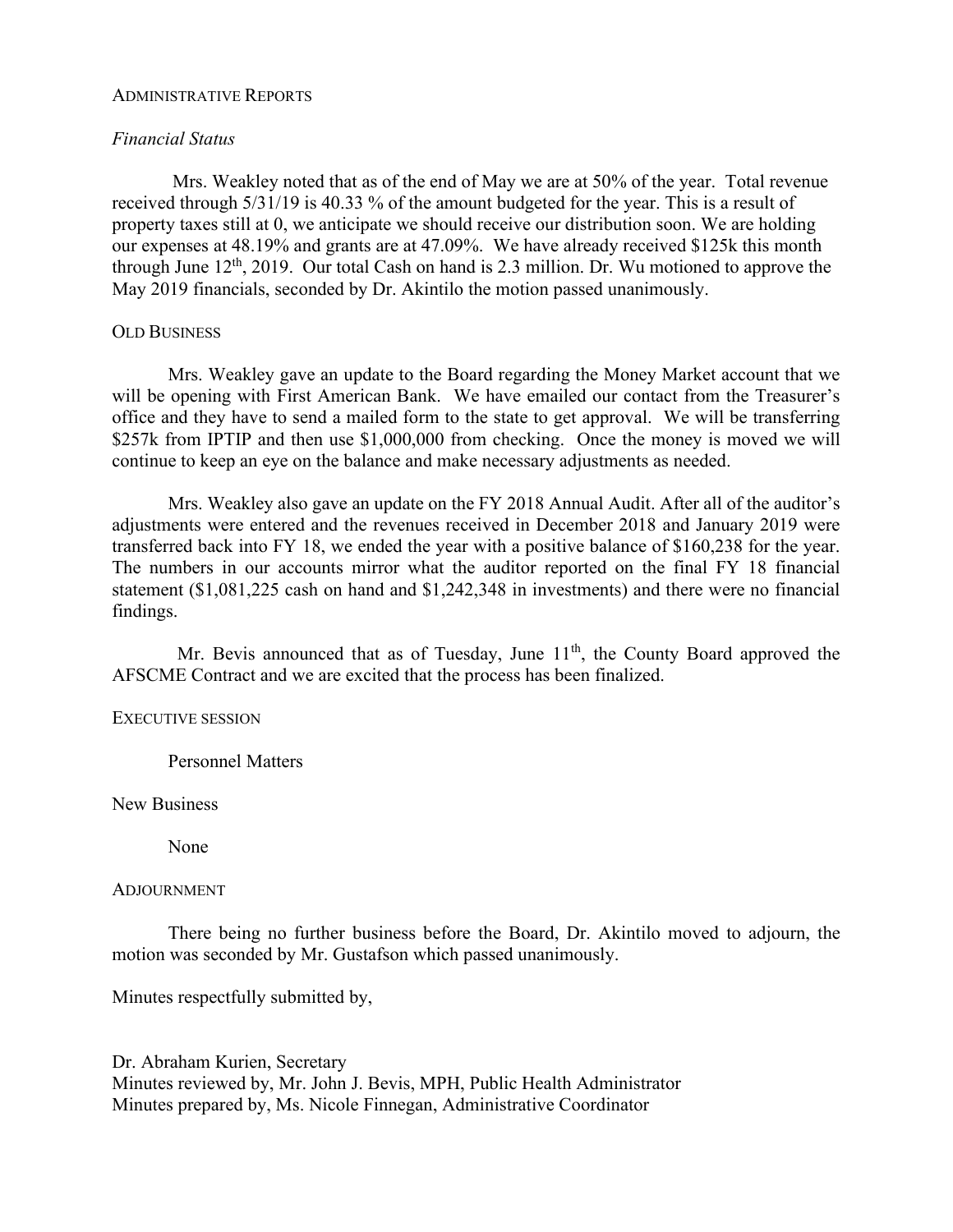## ADMINISTRATIVE REPORTS

### *Financial Status*

Mrs. Weakley noted that as of the end of May we are at 50% of the year. Total revenue received through 5/31/19 is 40.33 % of the amount budgeted for the year. This is a result of property taxes still at 0, we anticipate we should receive our distribution soon. We are holding our expenses at 48.19% and grants are at 47.09%. We have already received $125k this month through June 12th, 2019. Our total Cash on hand is 2.3 million. Dr. Wu motioned to approve the May 2019 financials, seconded by Dr. Akintilo the motion passed unanimously.

## OLD BUSINESS

Mrs. Weakley gave an update to the Board regarding the Money Market account that we will be opening with First American Bank. We have emailed our contact from the Treasurer's office and they have to send a mailed form to the state to get approval. We will be transferring $257k from IPTIP and then use $1,000,000 from checking. Once the money is moved we will continue to keep an eye on the balance and make necessary adjustments as needed.

Mrs. Weakley also gave an update on the FY 2018 Annual Audit. After all of the auditor's adjustments were entered and the revenues received in December 2018 and January 2019 were transferred back into FY 18, we ended the year with a positive balance of $160,238 for the year. The numbers in our accounts mirror what the auditor reported on the final FY 18 financial statement ($1,081,225 cash on hand and $1,242,348 in investments) and there were no financial findings.

Mr. Bevis announced that as of Tuesday, June 11th, the County Board approved the AFSCME Contract and we are excited that the process has been finalized.

## EXECUTIVE SESSION

Personnel Matters

## New Business

None

## ADJOURNMENT

There being no further business before the Board, Dr. Akintilo moved to adjourn, the motion was seconded by Mr. Gustafson which passed unanimously.

Minutes respectfully submitted by,

Dr. Abraham Kurien, Secretary
Minutes reviewed by, Mr. John J. Bevis, MPH, Public Health Administrator
Minutes prepared by, Ms. Nicole Finnegan, Administrative Coordinator